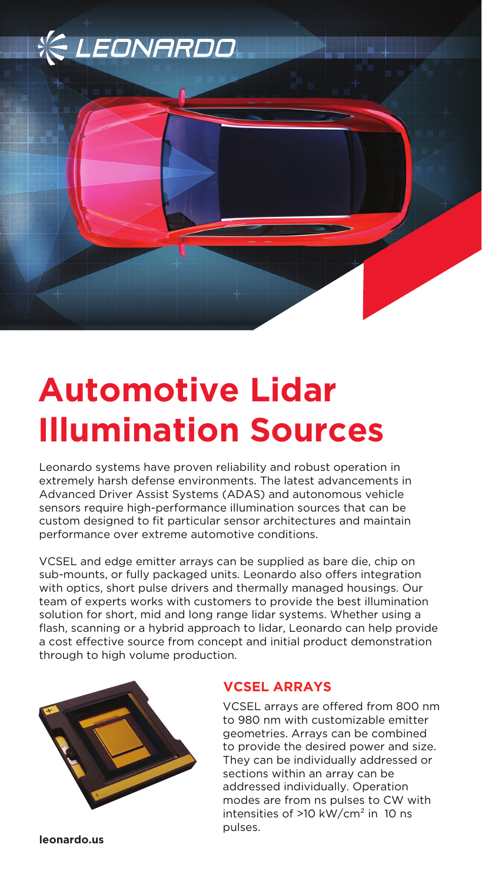LEONARDO

# Automotive Lidar Illumination Sources

Leonardo systems have proven reliability and robust operation in extremely harsh defense environments. The latest advancements in Advanced Driver Assist Systems (ADAS) and autonomous vehicle sensors require high-performance illumination sources that can be custom designed to fit particular sensor architectures and maintain performance over extreme automotive conditions.

VCSEL and edge emitter arrays can be supplied as bare die, chip on sub-mounts, or fully packaged units. Leonardo also offers integration with optics, short pulse drivers and thermally managed housings. Our team of experts works with customers to provide the best illumination solution for short, mid and long range lidar systems. Whether using a flash, scanning or a hybrid approach to lidar, Leonardo can help provide a cost effective source from concept and initial product demonstration through to high volume production.

## VCSEL ARRAYS

VCSEL arrays are offered from 800 nm to 980 nm with customizable emitter geometries. Arrays can be combined to provide the desired power and size. They can be individually addressed or sections within an array can be addressed individually. Operation modes are from ns pulses to CW with intensities of >10 kW/cm$^2$ in 10 ns pulses.

**leonardo.us**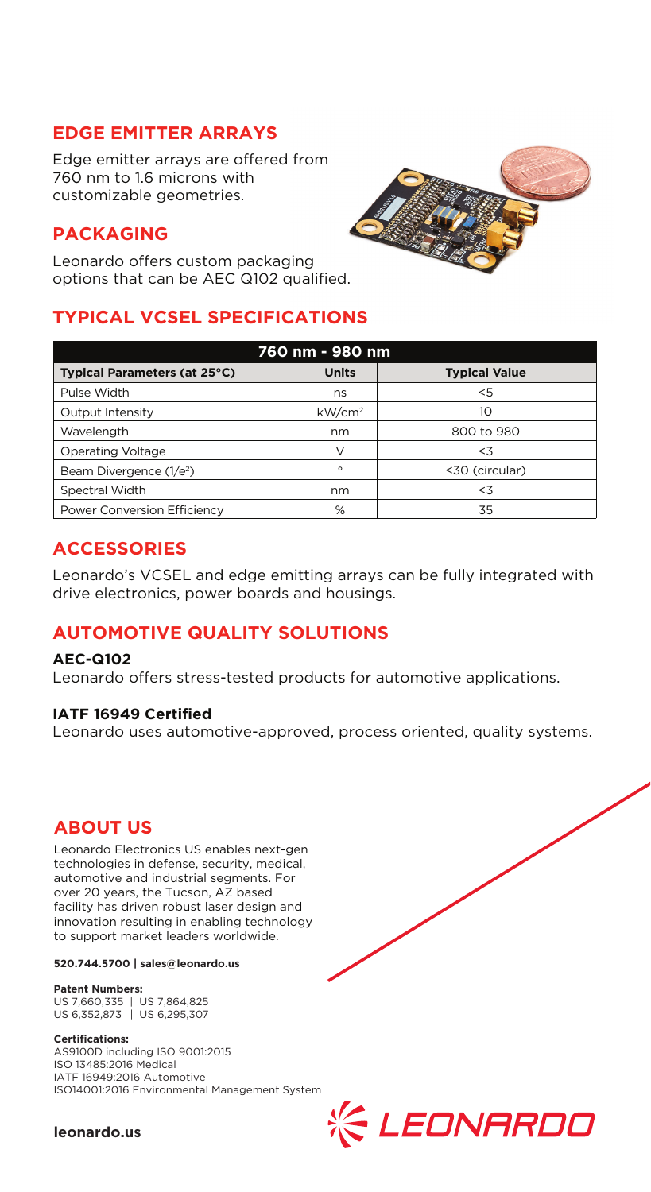## EDGE EMITTER ARRAYS

Edge emitter arrays are offered from 760 nm to 1.6 microns with customizable geometries.

## PACKAGING

Leonardo offers custom packaging options that can be AEC Q102 qualified.

## TYPICAL VCSEL SPECIFICATIONS

| 760 nm - 980 nm | | |
|---|---|---|
| **Typical Parameters (at 25°C)** | **Units** | **Typical Value** |
| Pulse Width | ns | <5 |
| Output Intensity | kW/cm$^2$ | 10 |
| Wavelength | nm | 800 to 980 |
| Operating Voltage | V | <3 |
| Beam Divergence (1/e$^2$) | ° | <30 (circular) |
| Spectral Width | nm | <3 |
| Power Conversion Efficiency | % | 35 |

## ACCESSORIES

Leonardo's VCSEL and edge emitting arrays can be fully integrated with drive electronics, power boards and housings.

## AUTOMOTIVE QUALITY SOLUTIONS

**AEC-Q102**
Leonardo offers stress-tested products for automotive applications.

**IATF 16949 Certified**
Leonardo uses automotive-approved, process oriented, quality systems.

## ABOUT US

Leonardo Electronics US enables next-gen technologies in defense, security, medical, automotive and industrial segments. For over 20 years, the Tucson, AZ based facility has driven robust laser design and innovation resulting in enabling technology to support market leaders worldwide.

**520.744.5700 | sales@leonardo.us**

**Patent Numbers:**
US 7,660,335 | US 7,864,825
US 6,352,873 | US 6,295,307

**Certifications:**
AS9100D including ISO 9001:2015
ISO 13485:2016 Medical
IATF 16949:2016 Automotive
ISO14001:2016 Environmental Management System

**leonardo.us**

LEONARDO